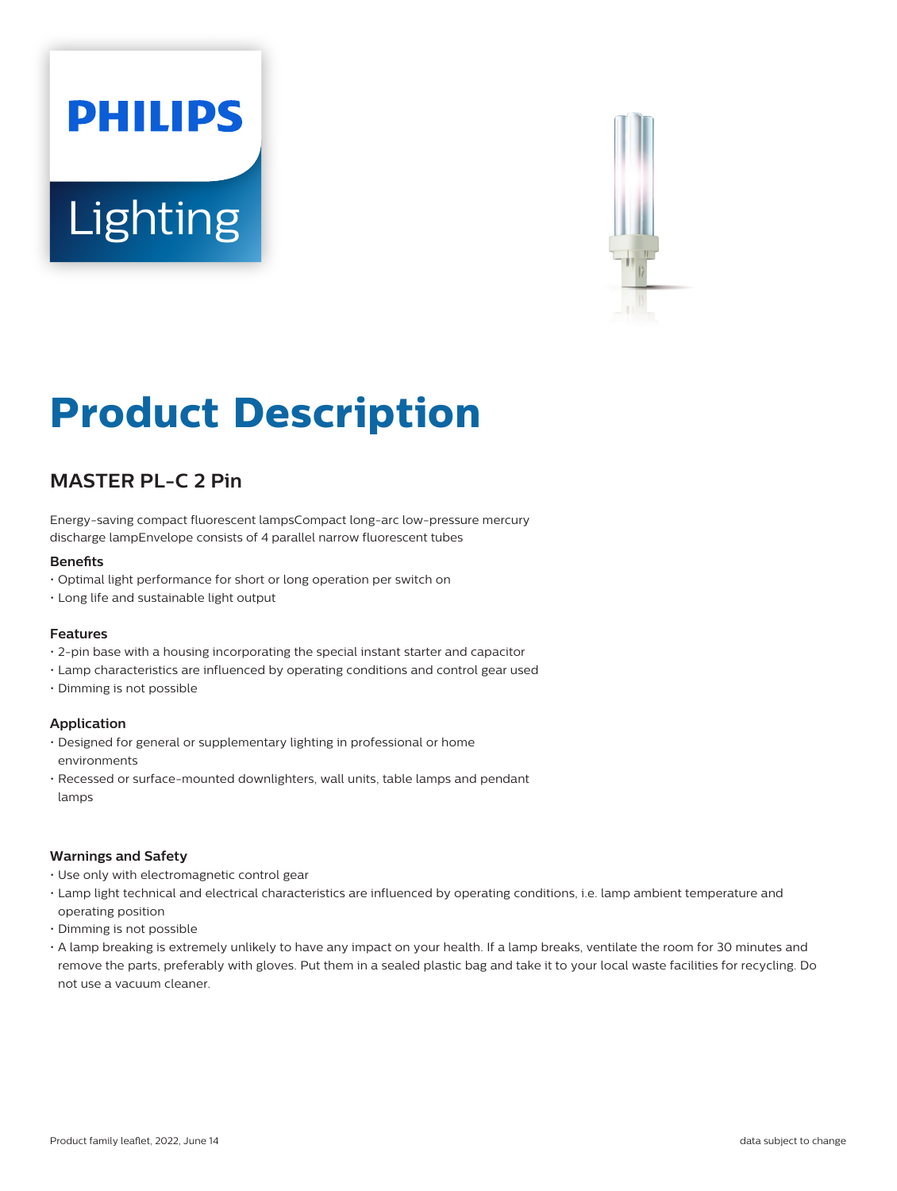# Product Description

## MASTER PL-C 2 Pin

Energy-saving compact fluorescent lampsCompact long-arc low-pressure mercury discharge lampEnvelope consists of 4 parallel narrow fluorescent tubes

#### Benefits

- Optimal light performance for short or long operation per switch on
- Long life and sustainable light output

#### Features

- 2-pin base with a housing incorporating the special instant starter and capacitor
- Lamp characteristics are influenced by operating conditions and control gear used
- Dimming is not possible

#### Application

- Designed for general or supplementary lighting in professional or home environments
- Recessed or surface-mounted downlighters, wall units, table lamps and pendant lamps

#### Warnings and Safety

- Use only with electromagnetic control gear
- Lamp light technical and electrical characteristics are influenced by operating conditions, i.e. lamp ambient temperature and operating position
- Dimming is not possible
- A lamp breaking is extremely unlikely to have any impact on your health. If a lamp breaks, ventilate the room for 30 minutes and remove the parts, preferably with gloves. Put them in a sealed plastic bag and take it to your local waste facilities for recycling. Do not use a vacuum cleaner.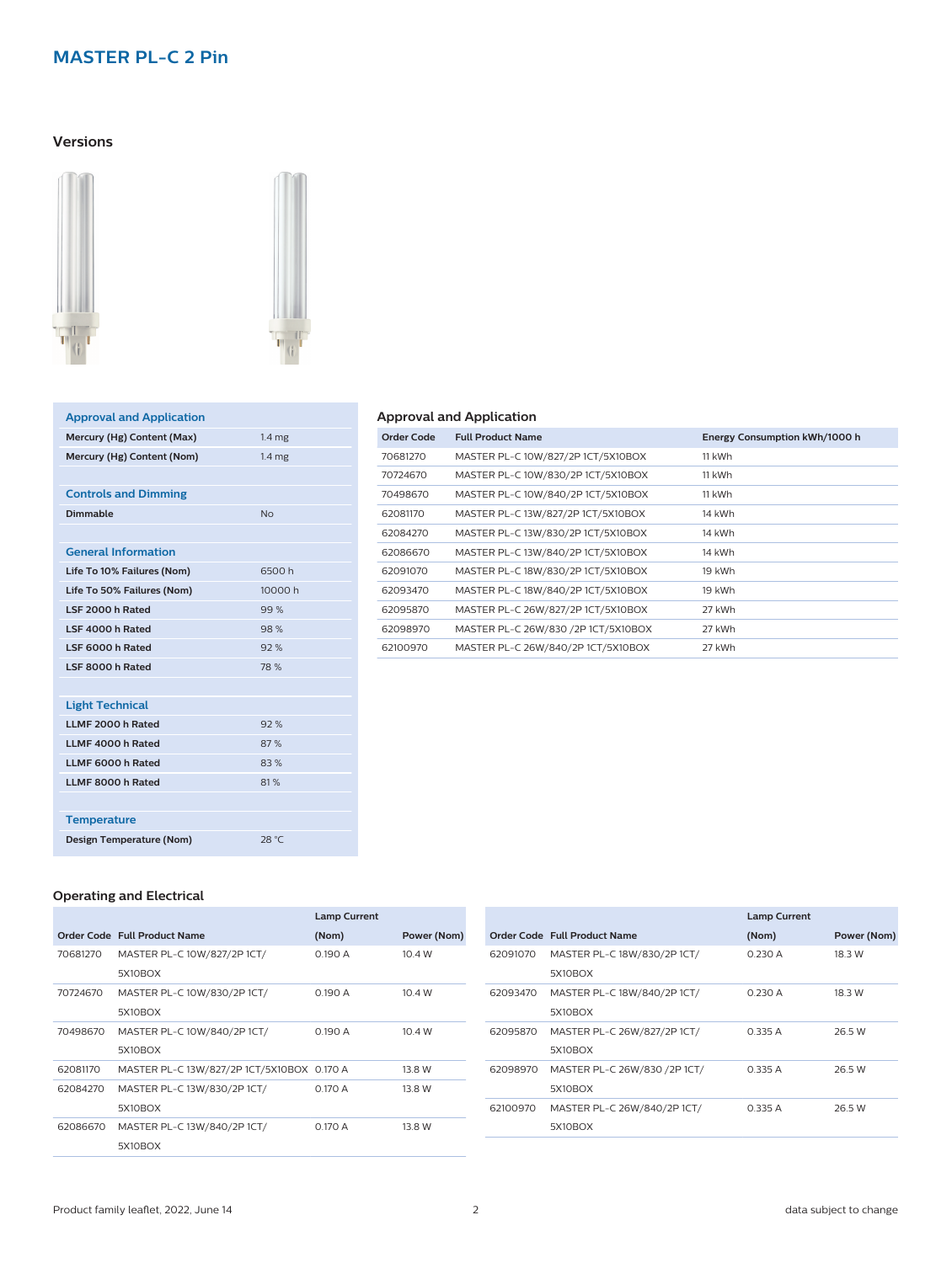# MASTER PL-C 2 Pin

## Versions

### Approval and Application

| | |
|---|---|
| Mercury (Hg) Content (Max) | 1.4 mg |
| Mercury (Hg) Content (Nom) | 1.4 mg |

### Controls and Dimming

| | |
|---|---|
| Dimmable | No |

### General Information

| | |
|---|---|
| Life To 10% Failures (Nom) | 6500 h |
| Life To 50% Failures (Nom) | 10000 h |
| LSF 2000 h Rated | 99 % |
| LSF 4000 h Rated | 98 % |
| LSF 6000 h Rated | 92 % |
| LSF 8000 h Rated | 78 % |

### Light Technical

| | |
|---|---|
| LLMF 2000 h Rated | 92 % |
| LLMF 4000 h Rated | 87 % |
| LLMF 6000 h Rated | 83 % |
| LLMF 8000 h Rated | 81 % |

### Temperature

| | |
|---|---|
| Design Temperature (Nom) | 28 °C |

## Approval and Application

| Order Code | Full Product Name | Energy Consumption kWh/1000 h |
|---|---|---|
| 70681270 | MASTER PL-C 10W/827/2P 1CT/5X10BOX | 11 kWh |
| 70724670 | MASTER PL-C 10W/830/2P 1CT/5X10BOX | 11 kWh |
| 70498670 | MASTER PL-C 10W/840/2P 1CT/5X10BOX | 11 kWh |
| 62081170 | MASTER PL-C 13W/827/2P 1CT/5X10BOX | 14 kWh |
| 62084270 | MASTER PL-C 13W/830/2P 1CT/5X10BOX | 14 kWh |
| 62086670 | MASTER PL-C 13W/840/2P 1CT/5X10BOX | 14 kWh |
| 62091070 | MASTER PL-C 18W/830/2P 1CT/5X10BOX | 19 kWh |
| 62093470 | MASTER PL-C 18W/840/2P 1CT/5X10BOX | 19 kWh |
| 62095870 | MASTER PL-C 26W/827/2P 1CT/5X10BOX | 27 kWh |
| 62098970 | MASTER PL-C 26W/830 /2P 1CT/5X10BOX | 27 kWh |
| 62100970 | MASTER PL-C 26W/840/2P 1CT/5X10BOX | 27 kWh |

## Operating and Electrical

| Order Code | Full Product Name | Lamp Current (Nom) | Power (Nom) |
|---|---|---|---|
| 70681270 | MASTER PL-C 10W/827/2P 1CT/5X10BOX | 0.190 A | 10.4 W |
| 70724670 | MASTER PL-C 10W/830/2P 1CT/5X10BOX | 0.190 A | 10.4 W |
| 70498670 | MASTER PL-C 10W/840/2P 1CT/5X10BOX | 0.190 A | 10.4 W |
| 62081170 | MASTER PL-C 13W/827/2P 1CT/5X10BOX | 0.170 A | 13.8 W |
| 62084270 | MASTER PL-C 13W/830/2P 1CT/5X10BOX | 0.170 A | 13.8 W |
| 62086670 | MASTER PL-C 13W/840/2P 1CT/5X10BOX | 0.170 A | 13.8 W |
| 62091070 | MASTER PL-C 18W/830/2P 1CT/5X10BOX | 0.230 A | 18.3 W |
| 62093470 | MASTER PL-C 18W/840/2P 1CT/5X10BOX | 0.230 A | 18.3 W |
| 62095870 | MASTER PL-C 26W/827/2P 1CT/5X10BOX | 0.335 A | 26.5 W |
| 62098970 | MASTER PL-C 26W/830 /2P 1CT/5X10BOX | 0.335 A | 26.5 W |
| 62100970 | MASTER PL-C 26W/840/2P 1CT/5X10BOX | 0.335 A | 26.5 W |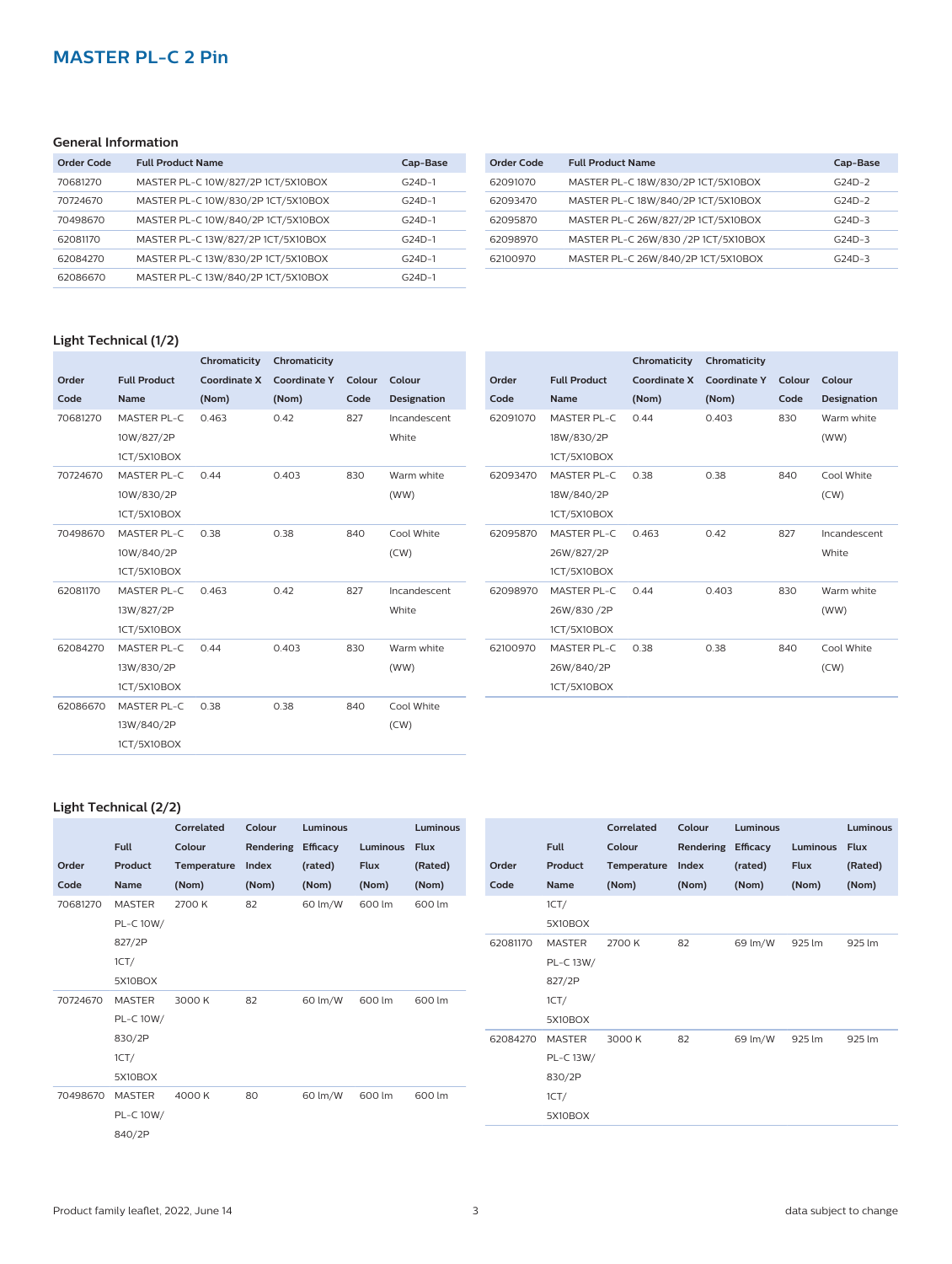## MASTER PL-C 2 Pin

### General Information

| Order Code | Full Product Name | Cap-Base |
| --- | --- | --- |
| 70681270 | MASTER PL-C 10W/827/2P 1CT/5X10BOX | G24D-1 |
| 70724670 | MASTER PL-C 10W/830/2P 1CT/5X10BOX | G24D-1 |
| 70498670 | MASTER PL-C 10W/840/2P 1CT/5X10BOX | G24D-1 |
| 62081170 | MASTER PL-C 13W/827/2P 1CT/5X10BOX | G24D-1 |
| 62084270 | MASTER PL-C 13W/830/2P 1CT/5X10BOX | G24D-1 |
| 62086670 | MASTER PL-C 13W/840/2P 1CT/5X10BOX | G24D-1 |
| 62091070 | MASTER PL-C 18W/830/2P 1CT/5X10BOX | G24D-2 |
| 62093470 | MASTER PL-C 18W/840/2P 1CT/5X10BOX | G24D-2 |
| 62095870 | MASTER PL-C 26W/827/2P 1CT/5X10BOX | G24D-3 |
| 62098970 | MASTER PL-C 26W/830 /2P 1CT/5X10BOX | G24D-3 |
| 62100970 | MASTER PL-C 26W/840/2P 1CT/5X10BOX | G24D-3 |

### Light Technical (1/2)

| Order Code | Full Product Name | Chromaticity Coordinate X (Nom) | Chromaticity Coordinate Y (Nom) | Colour Code | Colour Designation |
| --- | --- | --- | --- | --- | --- |
| 70681270 | MASTER PL-C 10W/827/2P 1CT/5X10BOX | 0.463 | 0.42 | 827 | Incandescent White |
| 70724670 | MASTER PL-C 10W/830/2P 1CT/5X10BOX | 0.44 | 0.403 | 830 | Warm white (WW) |
| 70498670 | MASTER PL-C 10W/840/2P 1CT/5X10BOX | 0.38 | 0.38 | 840 | Cool White (CW) |
| 62081170 | MASTER PL-C 13W/827/2P 1CT/5X10BOX | 0.463 | 0.42 | 827 | Incandescent White |
| 62084270 | MASTER PL-C 13W/830/2P 1CT/5X10BOX | 0.44 | 0.403 | 830 | Warm white (WW) |
| 62086670 | MASTER PL-C 13W/840/2P 1CT/5X10BOX | 0.38 | 0.38 | 840 | Cool White (CW) |
| 62091070 | MASTER PL-C 18W/830/2P 1CT/5X10BOX | 0.44 | 0.403 | 830 | Warm white (WW) |
| 62093470 | MASTER PL-C 18W/840/2P 1CT/5X10BOX | 0.38 | 0.38 | 840 | Cool White (CW) |
| 62095870 | MASTER PL-C 26W/827/2P 1CT/5X10BOX | 0.463 | 0.42 | 827 | Incandescent White |
| 62098970 | MASTER PL-C 26W/830 /2P 1CT/5X10BOX | 0.44 | 0.403 | 830 | Warm white (WW) |
| 62100970 | MASTER PL-C 26W/840/2P 1CT/5X10BOX | 0.38 | 0.38 | 840 | Cool White (CW) |

### Light Technical (2/2)

| Order Code | Full Product Name | Correlated Colour Temperature (Nom) | Colour Rendering Index (Nom) | Luminous Efficacy (rated) (Nom) | Luminous Flux (Nom) | Luminous Flux (Rated) (Nom) |
| --- | --- | --- | --- | --- | --- | --- |
| 70681270 | MASTER PL-C 10W/827/2P 1CT/5X10BOX | 2700 K | 82 | 60 lm/W | 600 lm | 600 lm |
| 70724670 | MASTER PL-C 10W/830/2P 1CT/5X10BOX | 3000 K | 82 | 60 lm/W | 600 lm | 600 lm |
| 70498670 | MASTER PL-C 10W/840/2P 1CT/5X10BOX | 4000 K | 80 | 60 lm/W | 600 lm | 600 lm |
| 62081170 | MASTER PL-C 13W/827/2P 1CT/5X10BOX | 2700 K | 82 | 69 lm/W | 925 lm | 925 lm |
| 62084270 | MASTER PL-C 13W/830/2P 1CT/5X10BOX | 3000 K | 82 | 69 lm/W | 925 lm | 925 lm |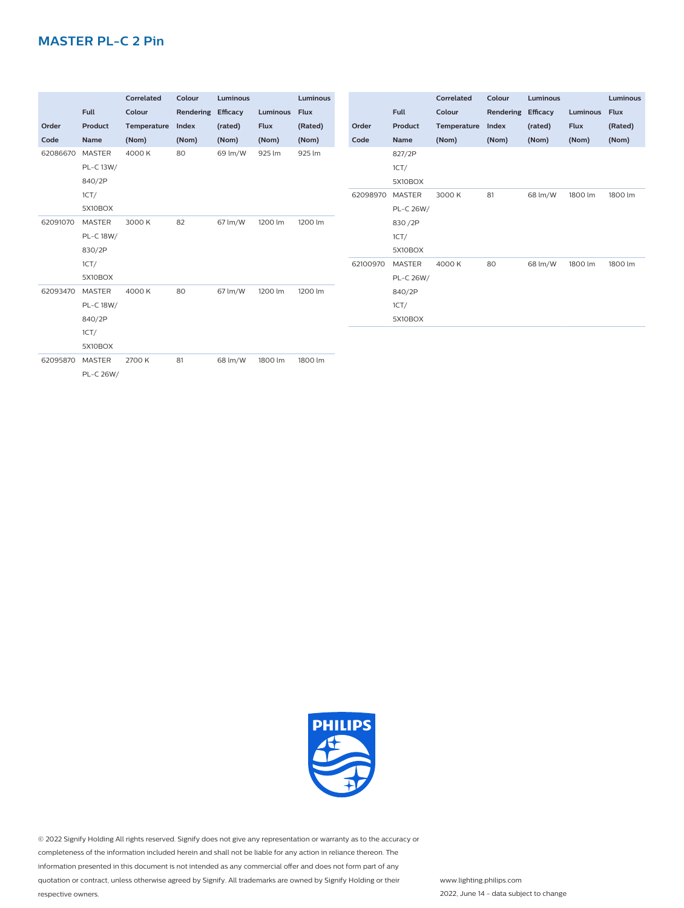## MASTER PL-C 2 Pin

| Order Code | Full Product Name | Correlated Colour Temperature (Nom) | Colour Rendering Index (Nom) | Luminous Efficacy (rated) (Nom) | Luminous Flux (Nom) | Luminous Flux (Rated) (Nom) |
|---|---|---|---|---|---|---|
| 62086670 | MASTER PL-C 13W/840/2P 1CT/5X10BOX | 4000 K | 80 | 69 lm/W | 925 lm | 925 lm |
| 62091070 | MASTER PL-C 18W/830/2P 1CT/5X10BOX | 3000 K | 82 | 67 lm/W | 1200 lm | 1200 lm |
| 62093470 | MASTER PL-C 18W/840/2P 1CT/5X10BOX | 4000 K | 80 | 67 lm/W | 1200 lm | 1200 lm |
| 62095870 | MASTER PL-C 26W/827/2P 1CT/5X10BOX | 2700 K | 81 | 68 lm/W | 1800 lm | 1800 lm |
| 62098970 | MASTER PL-C 26W/830 /2P 1CT/5X10BOX | 3000 K | 81 | 68 lm/W | 1800 lm | 1800 lm |
| 62100970 | MASTER PL-C 26W/840/2P 1CT/5X10BOX | 4000 K | 80 | 68 lm/W | 1800 lm | 1800 lm |

© 2022 Signify Holding All rights reserved. Signify does not give any representation or warranty as to the accuracy or completeness of the information included herein and shall not be liable for any action in reliance thereon. The information presented in this document is not intended as any commercial offer and does not form part of any quotation or contract, unless otherwise agreed by Signify. All trademarks are owned by Signify Holding or their respective owners.

www.lighting.philips.com

2022, June 14 - data subject to change